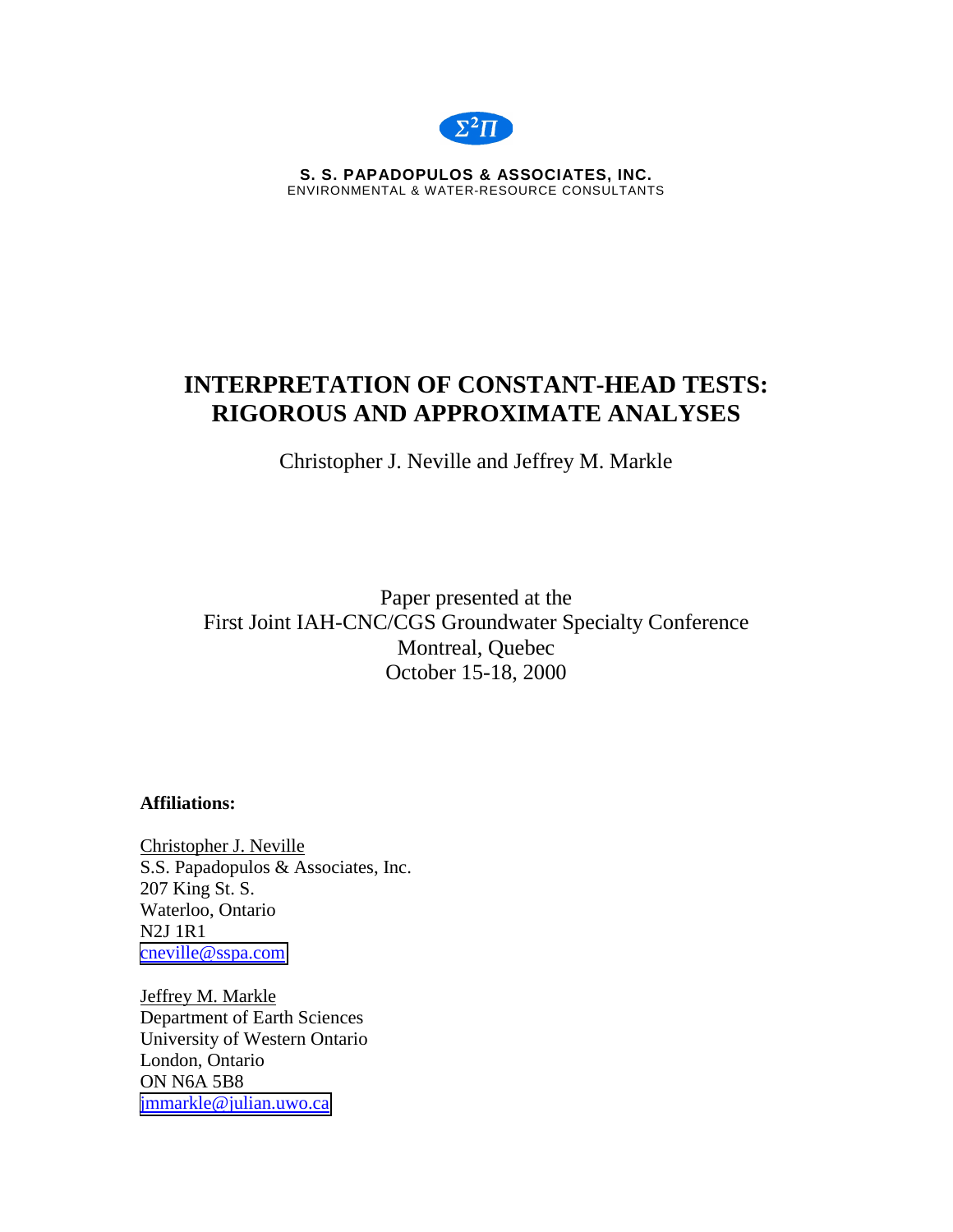$\Sigma^2 \Pi$

**S. S. PAPADOPULOS & ASSOCIATES, INC.**
ENVIRONMENTAL & WATER-RESOURCE CONSULTANTS

# INTERPRETATION OF CONSTANT-HEAD TESTS: RIGOROUS AND APPROXIMATE ANALYSES

Christopher J. Neville and Jeffrey M. Markle

Paper presented at the
First Joint IAH-CNC/CGS Groundwater Specialty Conference
Montreal, Quebec
October 15-18, 2000

**Affiliations:**

Christopher J. Neville
S.S. Papadopulos & Associates, Inc.
207 King St. S.
Waterloo, Ontario
N2J 1R1
cneville@sspa.com

Jeffrey M. Markle
Department of Earth Sciences
University of Western Ontario
London, Ontario
ON N6A 5B8
jmmarkle@julian.uwo.ca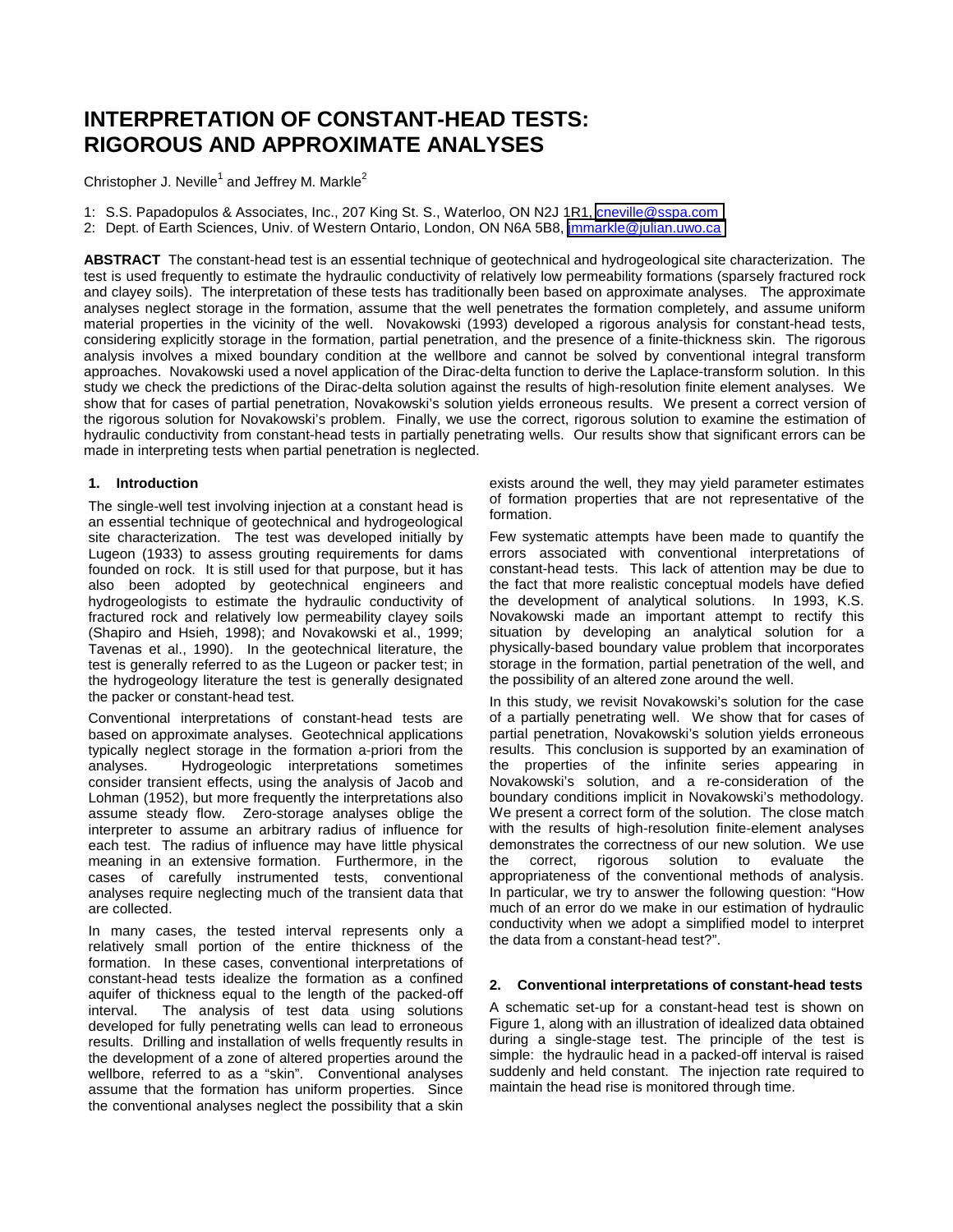# INTERPRETATION OF CONSTANT-HEAD TESTS: RIGOROUS AND APPROXIMATE ANALYSES

Christopher J. Neville[1] and Jeffrey M. Markle[2]

1: S.S. Papadopulos & Associates, Inc., 207 King St. S., Waterloo, ON N2J 1R1, cneville@sspa.com
2: Dept. of Earth Sciences, Univ. of Western Ontario, London, ON N6A 5B8, jmmarkle@julian.uwo.ca

**ABSTRACT** The constant-head test is an essential technique of geotechnical and hydrogeological site characterization. The test is used frequently to estimate the hydraulic conductivity of relatively low permeability formations (sparsely fractured rock and clayey soils). The interpretation of these tests has traditionally been based on approximate analyses. The approximate analyses neglect storage in the formation, assume that the well penetrates the formation completely, and assume uniform material properties in the vicinity of the well. Novakowski (1993) developed a rigorous analysis for constant-head tests, considering explicitly storage in the formation, partial penetration, and the presence of a finite-thickness skin. The rigorous analysis involves a mixed boundary condition at the wellbore and cannot be solved by conventional integral transform approaches. Novakowski used a novel application of the Dirac-delta function to derive the Laplace-transform solution. In this study we check the predictions of the Dirac-delta solution against the results of high-resolution finite element analyses. We show that for cases of partial penetration, Novakowski's solution yields erroneous results. We present a correct version of the rigorous solution for Novakowski's problem. Finally, we use the correct, rigorous solution to examine the estimation of hydraulic conductivity from constant-head tests in partially penetrating wells. Our results show that significant errors can be made in interpreting tests when partial penetration is neglected.

## 1. Introduction

The single-well test involving injection at a constant head is an essential technique of geotechnical and hydrogeological site characterization. The test was developed initially by Lugeon (1933) to assess grouting requirements for dams founded on rock. It is still used for that purpose, but it has also been adopted by geotechnical engineers and hydrogeologists to estimate the hydraulic conductivity of fractured rock and relatively low permeability clayey soils (Shapiro and Hsieh, 1998); and Novakowski et al., 1999; Tavenas et al., 1990). In the geotechnical literature, the test is generally referred to as the Lugeon or packer test; in the hydrogeology literature the test is generally designated the packer or constant-head test.

Conventional interpretations of constant-head tests are based on approximate analyses. Geotechnical applications typically neglect storage in the formation a-priori from the analyses. Hydrogeologic interpretations sometimes consider transient effects, using the analysis of Jacob and Lohman (1952), but more frequently the interpretations also assume steady flow. Zero-storage analyses oblige the interpreter to assume an arbitrary radius of influence for each test. The radius of influence may have little physical meaning in an extensive formation. Furthermore, in the cases of carefully instrumented tests, conventional analyses require neglecting much of the transient data that are collected.

In many cases, the tested interval represents only a relatively small portion of the entire thickness of the formation. In these cases, conventional interpretations of constant-head tests idealize the formation as a confined aquifer of thickness equal to the length of the packed-off interval. The analysis of test data using solutions developed for fully penetrating wells can lead to erroneous results. Drilling and installation of wells frequently results in the development of a zone of altered properties around the wellbore, referred to as a "skin". Conventional analyses assume that the formation has uniform properties. Since the conventional analyses neglect the possibility that a skin exists around the well, they may yield parameter estimates of formation properties that are not representative of the formation.

Few systematic attempts have been made to quantify the errors associated with conventional interpretations of constant-head tests. This lack of attention may be due to the fact that more realistic conceptual models have defied the development of analytical solutions. In 1993, K.S. Novakowski made an important attempt to rectify this situation by developing an analytical solution for a physically-based boundary value problem that incorporates storage in the formation, partial penetration of the well, and the possibility of an altered zone around the well.

In this study, we revisit Novakowski's solution for the case of a partially penetrating well. We show that for cases of partial penetration, Novakowski's solution yields erroneous results. This conclusion is supported by an examination of the properties of the infinite series appearing in Novakowski's solution, and a re-consideration of the boundary conditions implicit in Novakowski's methodology. We present a correct form of the solution. The close match with the results of high-resolution finite-element analyses demonstrates the correctness of our new solution. We use the correct, rigorous solution to evaluate the appropriateness of the conventional methods of analysis. In particular, we try to answer the following question: "How much of an error do we make in our estimation of hydraulic conductivity when we adopt a simplified model to interpret the data from a constant-head test?".

## 2. Conventional interpretations of constant-head tests

A schematic set-up for a constant-head test is shown on Figure 1, along with an illustration of idealized data obtained during a single-stage test. The principle of the test is simple: the hydraulic head in a packed-off interval is raised suddenly and held constant. The injection rate required to maintain the head rise is monitored through time.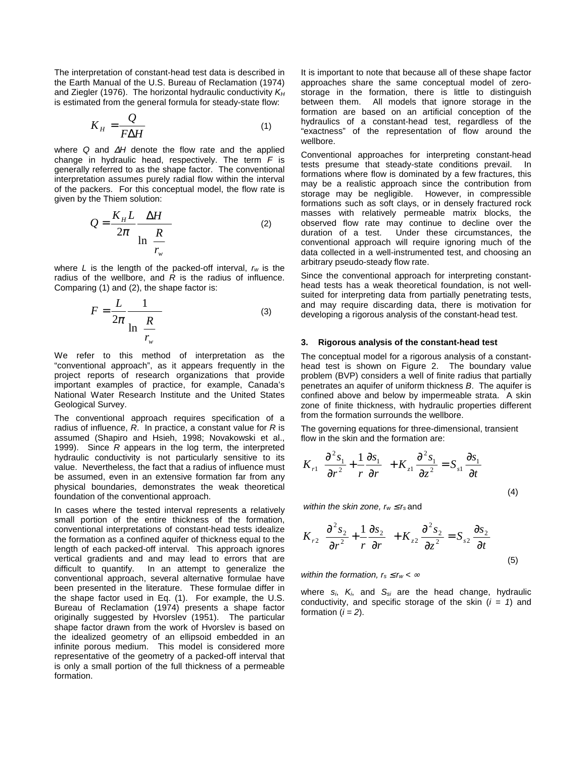The interpretation of constant-head test data is described in the Earth Manual of the U.S. Bureau of Reclamation (1974) and Ziegler (1976). The horizontal hydraulic conductivity $K_H$ is estimated from the general formula for steady-state flow:

$$K_H = \frac{Q}{F \Delta H} \tag{1}$$

where $Q$ and $\Delta H$ denote the flow rate and the applied change in hydraulic head, respectively. The term $F$ is generally referred to as the shape factor. The conventional interpretation assumes purely radial flow within the interval of the packers. For this conceptual model, the flow rate is given by the Thiem solution:

$$Q = \frac{K_H L}{2\pi} \frac{\Delta H}{\ln\left(\frac{R}{r_w}\right)} \tag{2}$$

where $L$ is the length of the packed-off interval, $r_w$ is the radius of the wellbore, and $R$ is the radius of influence. Comparing (1) and (2), the shape factor is:

$$F = \frac{L}{2\pi} \frac{1}{\ln\left(\frac{R}{r_w}\right)} \tag{3}$$

We refer to this method of interpretation as the "conventional approach", as it appears frequently in the project reports of research organizations that provide important examples of practice, for example, Canada's National Water Research Institute and the United States Geological Survey.

The conventional approach requires specification of a radius of influence, $R$. In practice, a constant value for $R$ is assumed (Shapiro and Hsieh, 1998; Novakowski et al., 1999). Since $R$ appears in the log term, the interpreted hydraulic conductivity is not particularly sensitive to its value. Nevertheless, the fact that a radius of influence must be assumed, even in an extensive formation far from any physical boundaries, demonstrates the weak theoretical foundation of the conventional approach.

In cases where the tested interval represents a relatively small portion of the entire thickness of the formation, conventional interpretations of constant-head tests idealize the formation as a confined aquifer of thickness equal to the length of each packed-off interval. This approach ignores vertical gradients and and may lead to errors that are difficult to quantify. In an attempt to generalize the conventional approach, several alternative formulae have been presented in the literature. These formulae differ in the shape factor used in Eq. (1). For example, the U.S. Bureau of Reclamation (1974) presents a shape factor originally suggested by Hvorslev (1951). The particular shape factor drawn from the work of Hvorslev is based on the idealized geometry of an ellipsoid embedded in an infinite porous medium. This model is considered more representative of the geometry of a packed-off interval that is only a small portion of the full thickness of a permeable formation.

It is important to note that because all of these shape factor approaches share the same conceptual model of zero-storage in the formation, there is little to distinguish between them. All models that ignore storage in the formation are based on an artificial conception of the hydraulics of a constant-head test, regardless of the "exactness" of the representation of flow around the wellbore.

Conventional approaches for interpreting constant-head tests presume that steady-state conditions prevail. In formations where flow is dominated by a few fractures, this may be a realistic approach since the contribution from storage may be negligible. However, in compressible formations such as soft clays, or in densely fractured rock masses with relatively permeable matrix blocks, the observed flow rate may continue to decline over the duration of a test. Under these circumstances, the conventional approach will require ignoring much of the data collected in a well-instrumented test, and choosing an arbitrary pseudo-steady flow rate.

Since the conventional approach for interpreting constant-head tests has a weak theoretical foundation, is not well-suited for interpreting data from partially penetrating tests, and may require discarding data, there is motivation for developing a rigorous analysis of the constant-head test.

### 3. Rigorous analysis of the constant-head test

The conceptual model for a rigorous analysis of a constant-head test is shown on Figure 2. The boundary value problem (BVP) considers a well of finite radius that partially penetrates an aquifer of uniform thickness $B$. The aquifer is confined above and below by impermeable strata. A skin zone of finite thickness, with hydraulic properties different from the formation surrounds the wellbore.

The governing equations for three-dimensional, transient flow in the skin and the formation are:

$$K_{r1}\left(\frac{\partial^2 s_1}{\partial r^2} + \frac{1}{r}\frac{\partial s_1}{\partial r}\right) + K_{z1}\frac{\partial^2 s_1}{\partial z^2} = S_{s1}\frac{\partial s_1}{\partial t} \tag{4}$$

*within the skin zone,* $r_w \leq r_s$ and

$$K_{r2}\left(\frac{\partial^2 s_2}{\partial r^2} + \frac{1}{r}\frac{\partial s_2}{\partial r}\right) + K_{z2}\frac{\partial^2 s_2}{\partial z^2} = S_{s2}\frac{\partial s_2}{\partial t} \tag{5}$$

*within the formation,* $r_s \leq r_w < \infty$

where $s_i$, $K_i$, and $S_{si}$ are the head change, hydraulic conductivity, and specific storage of the skin ($i = 1$) and formation ($i = 2$).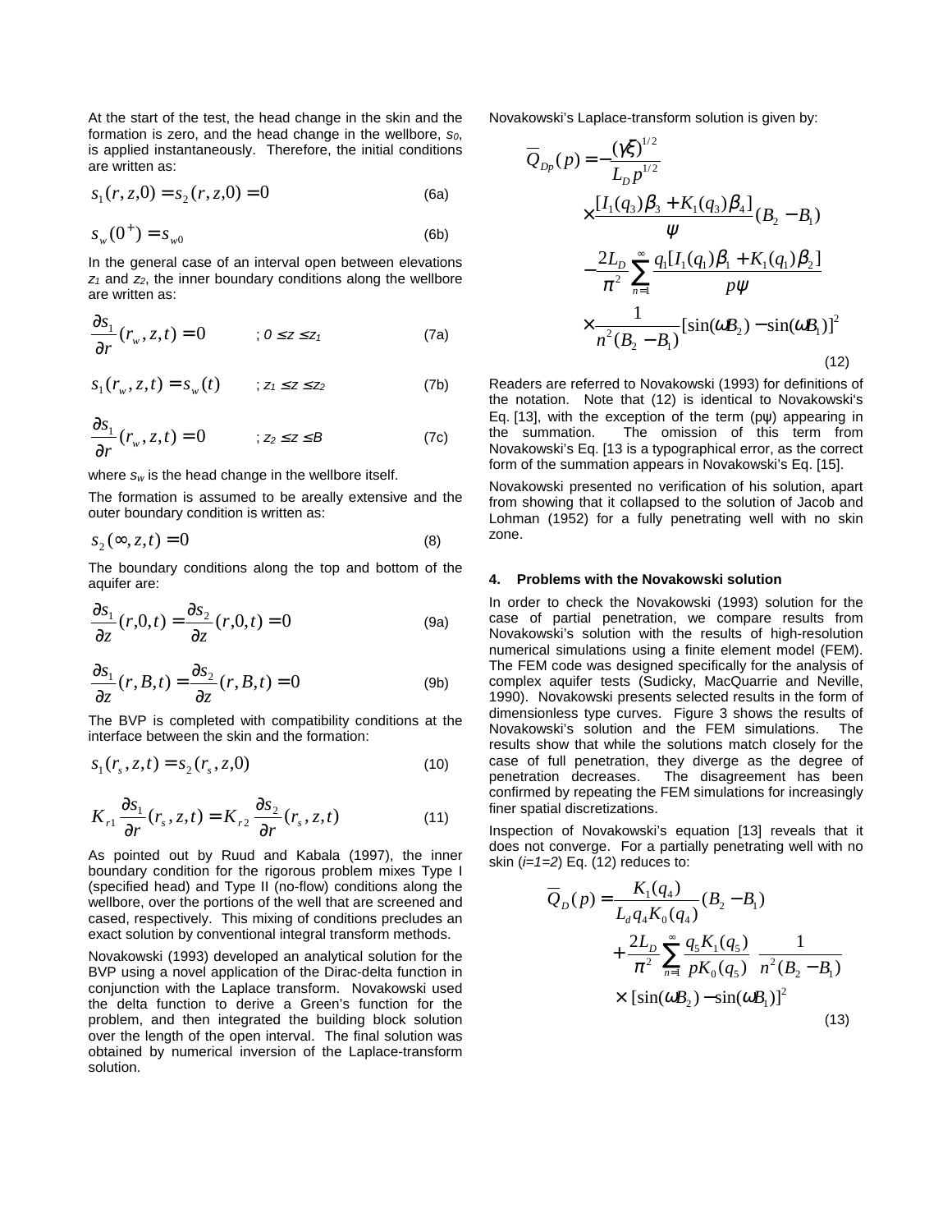At the start of the test, the head change in the skin and the formation is zero, and the head change in the wellbore, $s_0$, is applied instantaneously. Therefore, the initial conditions are written as:

$$s_1(r,z,0) = s_2(r,z,0) = 0 \tag{6a}$$

$$s_w(0^+) = s_{w0} \tag{6b}$$

In the general case of an interval open between elevations $z_1$ and $z_2$, the inner boundary conditions along the wellbore are written as:

$$\frac{\partial s_1}{\partial r}(r_w, z, t) = 0 \qquad ; 0 \le z \le z_1 \tag{7a}$$

$$s_1(r_w, z, t) = s_w(t) \qquad ; z_1 \le z \le z_2 \tag{7b}$$

$$\frac{\partial s_1}{\partial r}(r_w, z, t) = 0 \qquad ; z_2 \le z \le B \tag{7c}$$

where $s_w$ is the head change in the wellbore itself.

The formation is assumed to be areally extensive and the outer boundary condition is written as:

$$s_2(\infty, z, t) = 0 \tag{8}$$

The boundary conditions along the top and bottom of the aquifer are:

$$\frac{\partial s_1}{\partial z}(r,0,t) = \frac{\partial s_2}{\partial z}(r,0,t) = 0 \tag{9a}$$

$$\frac{\partial s_1}{\partial z}(r,B,t) = \frac{\partial s_2}{\partial z}(r,B,t) = 0 \tag{9b}$$

The BVP is completed with compatibility conditions at the interface between the skin and the formation:

$$s_1(r_s, z, t) = s_2(r_s, z, 0) \tag{10}$$

$$K_{r1}\frac{\partial s_1}{\partial r}(r_s, z, t) = K_{r2}\frac{\partial s_2}{\partial r}(r_s, z, t) \tag{11}$$

As pointed out by Ruud and Kabala (1997), the inner boundary condition for the rigorous problem mixes Type I (specified head) and Type II (no-flow) conditions along the wellbore, over the portions of the well that are screened and cased, respectively. This mixing of conditions precludes an exact solution by conventional integral transform methods.

Novakowski (1993) developed an analytical solution for the BVP using a novel application of the Dirac-delta function in conjunction with the Laplace transform. Novakowski used the delta function to derive a Green's function for the problem, and then integrated the building block solution over the length of the open interval. The final solution was obtained by numerical inversion of the Laplace-transform solution.

Novakowski's Laplace-transform solution is given by:

$$\begin{aligned}
\overline{Q}_{Dp}(p) = &-\frac{(\gamma\xi)^{1/2}}{L_D p^{1/2}} \\
&\times \frac{[I_1(q_3)\beta_3 + K_1(q_3)\beta_4]}{\psi}(B_2 - B_1) \\
&-\frac{2L_D}{\pi^2}\sum_{n=1}^{\infty}\frac{q_1[I_1(q_1)\beta_1 + K_1(q_1)\beta_2]}{p\psi} \\
&\times \frac{1}{n^2(B_2 - B_1)}[\sin(\omega B_2) - \sin(\omega B_1)]^2
\end{aligned} \tag{12}$$

Readers are referred to Novakowski (1993) for definitions of the notation. Note that (12) is identical to Novakowski's Eq. [13], with the exception of the term (pψ) appearing in the summation. The omission of this term from Novakowski's Eq. [13 is a typographical error, as the correct form of the summation appears in Novakowski's Eq. [15].

Novakowski presented no verification of his solution, apart from showing that it collapsed to the solution of Jacob and Lohman (1952) for a fully penetrating well with no skin zone.

## 4. Problems with the Novakowski solution

In order to check the Novakowski (1993) solution for the case of partial penetration, we compare results from Novakowski's solution with the results of high-resolution numerical simulations using a finite element model (FEM). The FEM code was designed specifically for the analysis of complex aquifer tests (Sudicky, MacQuarrie and Neville, 1990). Novakowski presents selected results in the form of dimensionless type curves. Figure 3 shows the results of Novakowski's solution and the FEM simulations. The results show that while the solutions match closely for the case of full penetration, they diverge as the degree of penetration decreases. The disagreement has been confirmed by repeating the FEM simulations for increasingly finer spatial discretizations.

Inspection of Novakowski's equation [13] reveals that it does not converge. For a partially penetrating well with no skin ($i=1=2$) Eq. (12) reduces to:

$$\begin{aligned}
\overline{Q}_D(p) = &\frac{K_1(q_4)}{L_d q_4 K_0(q_4)}(B_2 - B_1) \\
&+\frac{2L_D}{\pi^2}\sum_{n=1}^{\infty}\frac{q_5 K_1(q_5)}{pK_0(q_5)}\;\frac{1}{n^2(B_2 - B_1)} \\
&\times [\sin(\omega B_2) - \sin(\omega B_1)]^2
\end{aligned} \tag{13}$$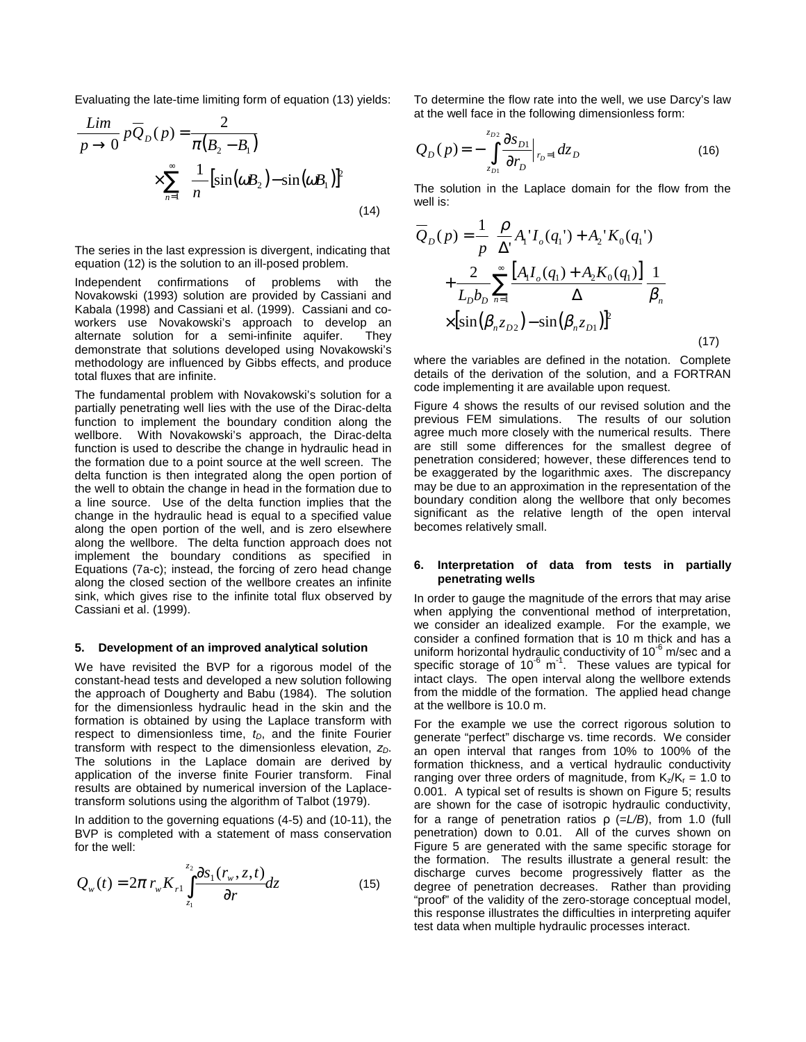Evaluating the late-time limiting form of equation (13) yields:

$$\lim_{p \to 0} p\overline{Q}_D(p) = \frac{2}{\pi(B_2 - B_1)} \times \sum_{n=1}^{\infty} \frac{1}{n}\left[\sin(\omega B_2) - \sin(\omega B_1)\right]^2 \tag{14}$$

The series in the last expression is divergent, indicating that equation (12) is the solution to an ill-posed problem.

Independent confirmations of problems with the Novakowski (1993) solution are provided by Cassiani and Kabala (1998) and Cassiani et al. (1999). Cassiani and co-workers use Novakowski's approach to develop an alternate solution for a semi-infinite aquifer. They demonstrate that solutions developed using Novakowski's methodology are influenced by Gibbs effects, and produce total fluxes that are infinite.

The fundamental problem with Novakowski's solution for a partially penetrating well lies with the use of the Dirac-delta function to implement the boundary condition along the wellbore. With Novakowski's approach, the Dirac-delta function is used to describe the change in hydraulic head in the formation due to a point source at the well screen. The delta function is then integrated along the open portion of the well to obtain the change in head in the formation due to a line source. Use of the delta function implies that the change in the hydraulic head is equal to a specified value along the open portion of the well, and is zero elsewhere along the wellbore. The delta function approach does not implement the boundary conditions as specified in Equations (7a-c); instead, the forcing of zero head change along the closed section of the wellbore creates an infinite sink, which gives rise to the infinite total flux observed by Cassiani et al. (1999).

## 5. Development of an improved analytical solution

We have revisited the BVP for a rigorous model of the constant-head tests and developed a new solution following the approach of Dougherty and Babu (1984). The solution for the dimensionless hydraulic head in the skin and the formation is obtained by using the Laplace transform with respect to dimensionless time, $t_D$, and the finite Fourier transform with respect to the dimensionless elevation, $z_D$. The solutions in the Laplace domain are derived by application of the inverse finite Fourier transform. Final results are obtained by numerical inversion of the Laplace-transform solutions using the algorithm of Talbot (1979).

In addition to the governing equations (4-5) and (10-11), the BVP is completed with a statement of mass conservation for the well:

$$Q_w(t) = 2\pi\, r_w K_{r1} \int_{z_1}^{z_2} \frac{\partial s_1(r_w, z, t)}{\partial r} dz \tag{15}$$

To determine the flow rate into the well, we use Darcy's law at the well face in the following dimensionless form:

$$Q_D(p) = -\int_{z_{D1}}^{z_{D2}} \frac{\partial s_{D1}}{\partial r_D}\bigg|_{r_D=1} dz_D \tag{16}$$

The solution in the Laplace domain for the flow from the well is:

$$\overline{Q}_D(p) = \frac{1}{p}\left\{\frac{\rho}{\Delta'}\left[A_1' I_o(q_1') + A_2' K_0(q_1')\right] + \frac{2}{L_D b_D}\sum_{n=1}^{\infty} \frac{\left[A_1 I_o(q_1) + A_2 K_0(q_1)\right]}{\Delta}\frac{1}{\beta_n} \times \left[\sin(\beta_n z_{D2}) - \sin(\beta_n z_{D1})\right]^2\right\} \tag{17}$$

where the variables are defined in the notation. Complete details of the derivation of the solution, and a FORTRAN code implementing it are available upon request.

Figure 4 shows the results of our revised solution and the previous FEM simulations. The results of our solution agree much more closely with the numerical results. There are still some differences for the smallest degree of penetration considered; however, these differences tend to be exaggerated by the logarithmic axes. The discrepancy may be due to an approximation in the representation of the boundary condition along the wellbore that only becomes significant as the relative length of the open interval becomes relatively small.

## 6. Interpretation of data from tests in partially penetrating wells

In order to gauge the magnitude of the errors that may arise when applying the conventional method of interpretation, we consider an idealized example. For the example, we consider a confined formation that is 10 m thick and has a uniform horizontal hydraulic conductivity of $10^{-6}$ m/sec and a specific storage of $10^{-6}$ m$^{-1}$. These values are typical for intact clays. The open interval along the wellbore extends from the middle of the formation. The applied head change at the wellbore is 10.0 m.

For the example we use the correct rigorous solution to generate "perfect" discharge vs. time records. We consider an open interval that ranges from 10% to 100% of the formation thickness, and a vertical hydraulic conductivity ranging over three orders of magnitude, from $K_z/K_r$ = 1.0 to 0.001. A typical set of results is shown on Figure 5; results are shown for the case of isotropic hydraulic conductivity, for a range of penetration ratios $\rho$ (=$L/B$), from 1.0 (full penetration) down to 0.01. All of the curves shown on Figure 5 are generated with the same specific storage for the formation. The results illustrate a general result: the discharge curves become progressively flatter as the degree of penetration decreases. Rather than providing "proof" of the validity of the zero-storage conceptual model, this response illustrates the difficulties in interpreting aquifer test data when multiple hydraulic processes interact.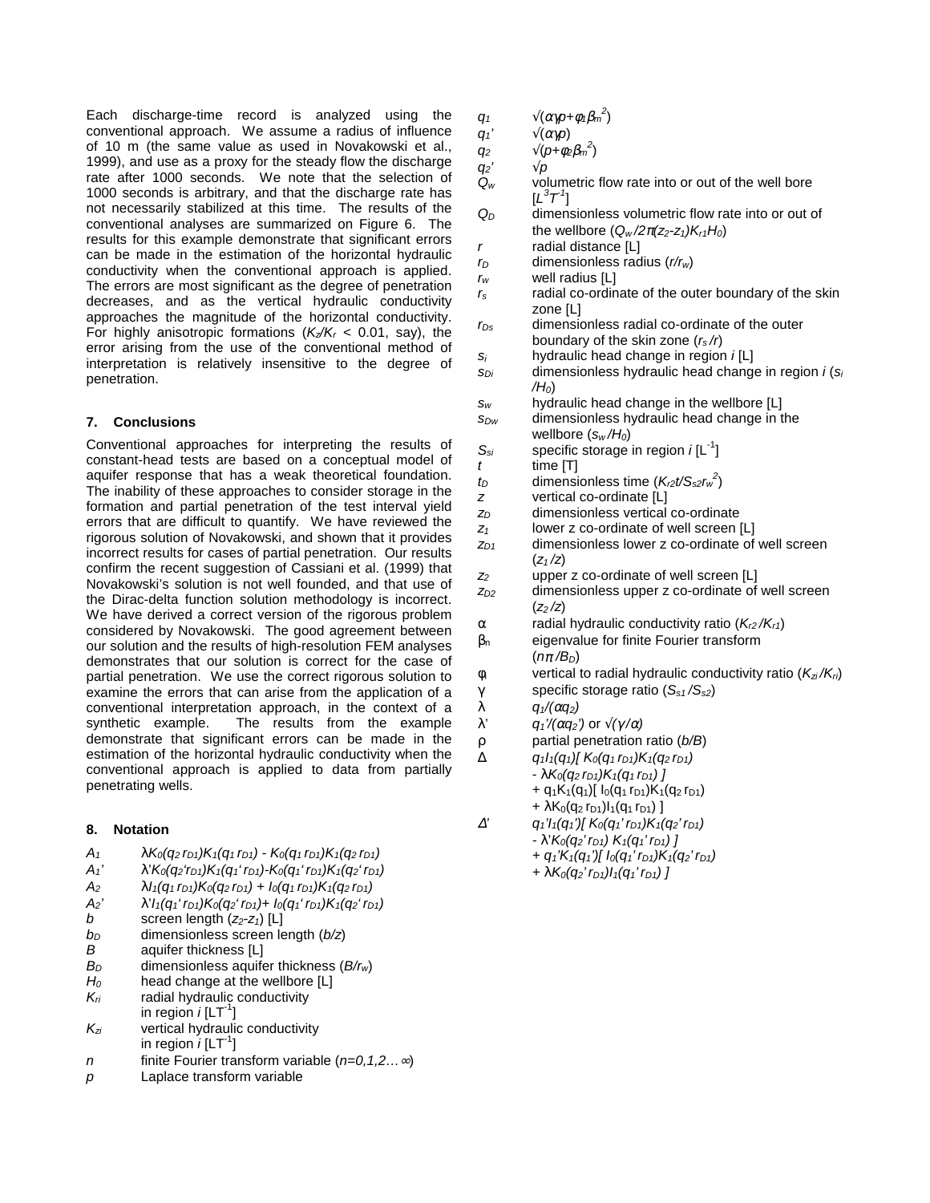Each discharge-time record is analyzed using the conventional approach. We assume a radius of influence of 10 m (the same value as used in Novakowski et al., 1999), and use as a proxy for the steady flow the discharge rate after 1000 seconds. We note that the selection of 1000 seconds is arbitrary, and that the discharge rate has not necessarily stabilized at this time. The results of the conventional analyses are summarized on Figure 6. The results for this example demonstrate that significant errors can be made in the estimation of the horizontal hydraulic conductivity when the conventional approach is applied. The errors are most significant as the degree of penetration decreases, and as the vertical hydraulic conductivity approaches the magnitude of the horizontal conductivity. For highly anisotropic formations ($K_z/K_r$ < 0.01, say), the error arising from the use of the conventional method of interpretation is relatively insensitive to the degree of penetration.

## 7. Conclusions

Conventional approaches for interpreting the results of constant-head tests are based on a conceptual model of aquifer response that has a weak theoretical foundation. The inability of these approaches to consider storage in the formation and partial penetration of the test interval yield errors that are difficult to quantify. We have reviewed the rigorous solution of Novakowski, and shown that it provides incorrect results for cases of partial penetration. Our results confirm the recent suggestion of Cassiani et al. (1999) that Novakowski's solution is not well founded, and that use of the Dirac-delta function solution methodology is incorrect. We have derived a correct version of the rigorous problem considered by Novakowski. The good agreement between our solution and the results of high-resolution FEM analyses demonstrates that our solution is correct for the case of partial penetration. We use the correct rigorous solution to examine the errors that can arise from the application of a conventional interpretation approach, in the context of a synthetic example. The results from the example demonstrate that significant errors can be made in the estimation of the horizontal hydraulic conductivity when the conventional approach is applied to data from partially penetrating wells.

## 8. Notation

$A_1$ $\lambda K_0(q_2 r_{D1})K_1(q_1 r_{D1}) - K_0(q_1 r_{D1})K_1(q_2 r_{D1})$

$A_1'$ $\lambda' K_0(q_2' r_{D1})K_1(q_1' r_{D1}) - K_0(q_1' r_{D1})K_1(q_2' r_{D1})$

$A_2$ $\lambda I_1(q_1 r_{D1})K_0(q_2 r_{D1}) + I_0(q_1 r_{D1})K_1(q_2 r_{D1})$

$A_2'$ $\lambda' I_1(q_1' r_{D1})K_0(q_2' r_{D1}) + I_0(q_1' r_{D1})K_1(q_2' r_{D1})$

$b$ screen length ($z_2$-$z_1$) [L]

$b_D$ dimensionless screen length ($b/z$)

$B$ aquifer thickness [L]

$B_D$ dimensionless aquifer thickness ($B/r_w$)

$H_0$ head change at the wellbore [L]

$K_{ri}$ radial hydraulic conductivity in region $i$ [LT$^{-1}$]

$K_{zi}$ vertical hydraulic conductivity in region $i$ [LT$^{-1}$]

$n$ finite Fourier transform variable ($n=0,1,2\ldots\infty$)

$p$ Laplace transform variable

$q_1$ $\sqrt{(\alpha\gamma p+\phi_1\beta_m^2)}$

$q_1'$ $\sqrt{(\alpha\gamma p)}$

$q_2$ $\sqrt{(p+\phi_2\beta_m^2)}$

$q_2'$ $\sqrt{p}$

$Q_w$ volumetric flow rate into or out of the well bore [$L^3T^{-1}$]

$Q_D$ dimensionless volumetric flow rate into or out of the wellbore ($Q_w/2\pi(z_2-z_1)K_{r1}H_0$)

$r$ radial distance [L]

$r_D$ dimensionless radius ($r/r_w$)

$r_w$ well radius [L]

$r_s$ radial co-ordinate of the outer boundary of the skin zone [L]

$r_{Ds}$ dimensionless radial co-ordinate of the outer boundary of the skin zone ($r_s/r$)

$s_i$ hydraulic head change in region $i$ [L]

$s_{Di}$ dimensionless hydraulic head change in region $i$ ($s_i/H_0$)

$s_w$ hydraulic head change in the wellbore [L]

$s_{Dw}$ dimensionless hydraulic head change in the wellbore ($s_w/H_0$)

$S_{si}$ specific storage in region $i$ [L$^{-1}$]

$t$ time [T]

$t_D$ dimensionless time ($K_{r2}t/S_{s2}r_w^2$)

$z$ vertical co-ordinate [L]

$z_D$ dimensionless vertical co-ordinate

$z_1$ lower z co-ordinate of well screen [L]

$z_{D1}$ dimensionless lower z co-ordinate of well screen ($z_1/z$)

$z_2$ upper z co-ordinate of well screen [L]

$z_{D2}$ dimensionless upper z co-ordinate of well screen ($z_2/z$)

$\alpha$ radial hydraulic conductivity ratio ($K_{r2}/K_{r1}$)

$\beta_n$ eigenvalue for finite Fourier transform ($n\pi/B_D$)

$\phi_i$ vertical to radial hydraulic conductivity ratio ($K_{zi}/K_{ri}$)

$\gamma$ specific storage ratio ($S_{s1}/S_{s2}$)

$\lambda$ $q_1/(\alpha q_2)$

$\lambda'$ $q_1'/(\alpha q_2')$ or $\sqrt{(\gamma/\alpha)}$

$\rho$ partial penetration ratio ($b/B$)

$\Delta$ $q_1 I_1(q_1)[K_0(q_1 r_{D1})K_1(q_2 r_{D1}) - \lambda K_0(q_2 r_{D1})K_1(q_1 r_{D1})] + q_1 K_1(q_1)[I_0(q_1 r_{D1})K_1(q_2 r_{D1}) + \lambda K_0(q_2 r_{D1})I_1(q_1 r_{D1})]$

$\Delta'$ $q_1' I_1(q_1')[K_0(q_1' r_{D1})K_1(q_2' r_{D1}) - \lambda' K_0(q_2' r_{D1})K_1(q_1' r_{D1})] + q_1' K_1(q_1')[I_0(q_1' r_{D1})K_1(q_2' r_{D1}) + \lambda K_0(q_2' r_{D1})I_1(q_1' r_{D1})]$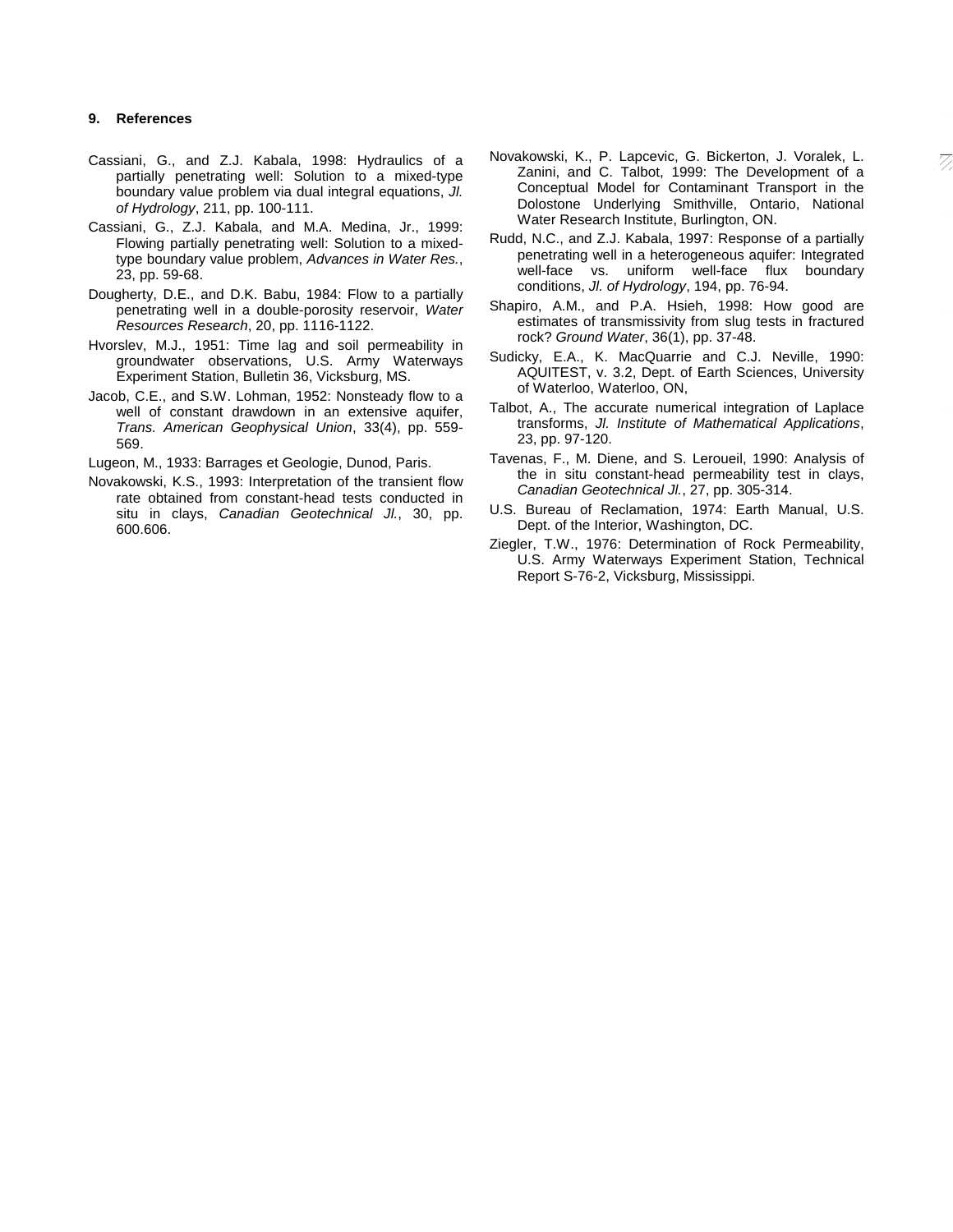## 9. References

Cassiani, G., and Z.J. Kabala, 1998: Hydraulics of a partially penetrating well: Solution to a mixed-type boundary value problem via dual integral equations, *Jl. of Hydrology*, 211, pp. 100-111.

Cassiani, G., Z.J. Kabala, and M.A. Medina, Jr., 1999: Flowing partially penetrating well: Solution to a mixed-type boundary value problem, *Advances in Water Res.*, 23, pp. 59-68.

Dougherty, D.E., and D.K. Babu, 1984: Flow to a partially penetrating well in a double-porosity reservoir, *Water Resources Research*, 20, pp. 1116-1122.

Hvorslev, M.J., 1951: Time lag and soil permeability in groundwater observations, U.S. Army Waterways Experiment Station, Bulletin 36, Vicksburg, MS.

Jacob, C.E., and S.W. Lohman, 1952: Nonsteady flow to a well of constant drawdown in an extensive aquifer, *Trans. American Geophysical Union*, 33(4), pp. 559-569.

Lugeon, M., 1933: Barrages et Geologie, Dunod, Paris.

Novakowski, K.S., 1993: Interpretation of the transient flow rate obtained from constant-head tests conducted in situ in clays, *Canadian Geotechnical Jl.*, 30, pp. 600.606.

Novakowski, K., P. Lapcevic, G. Bickerton, J. Voralek, L. Zanini, and C. Talbot, 1999: The Development of a Conceptual Model for Contaminant Transport in the Dolostone Underlying Smithville, Ontario, National Water Research Institute, Burlington, ON.

Rudd, N.C., and Z.J. Kabala, 1997: Response of a partially penetrating well in a heterogeneous aquifer: Integrated well-face vs. uniform well-face flux boundary conditions, *Jl. of Hydrology*, 194, pp. 76-94.

Shapiro, A.M., and P.A. Hsieh, 1998: How good are estimates of transmissivity from slug tests in fractured rock? *Ground Water*, 36(1), pp. 37-48.

Sudicky, E.A., K. MacQuarrie and C.J. Neville, 1990: AQUITEST, v. 3.2, Dept. of Earth Sciences, University of Waterloo, Waterloo, ON,

Talbot, A., The accurate numerical integration of Laplace transforms, *Jl. Institute of Mathematical Applications*, 23, pp. 97-120.

Tavenas, F., M. Diene, and S. Leroueil, 1990: Analysis of the in situ constant-head permeability test in clays, *Canadian Geotechnical Jl.*, 27, pp. 305-314.

U.S. Bureau of Reclamation, 1974: Earth Manual, U.S. Dept. of the Interior, Washington, DC.

Ziegler, T.W., 1976: Determination of Rock Permeability, U.S. Army Waterways Experiment Station, Technical Report S-76-2, Vicksburg, Mississippi.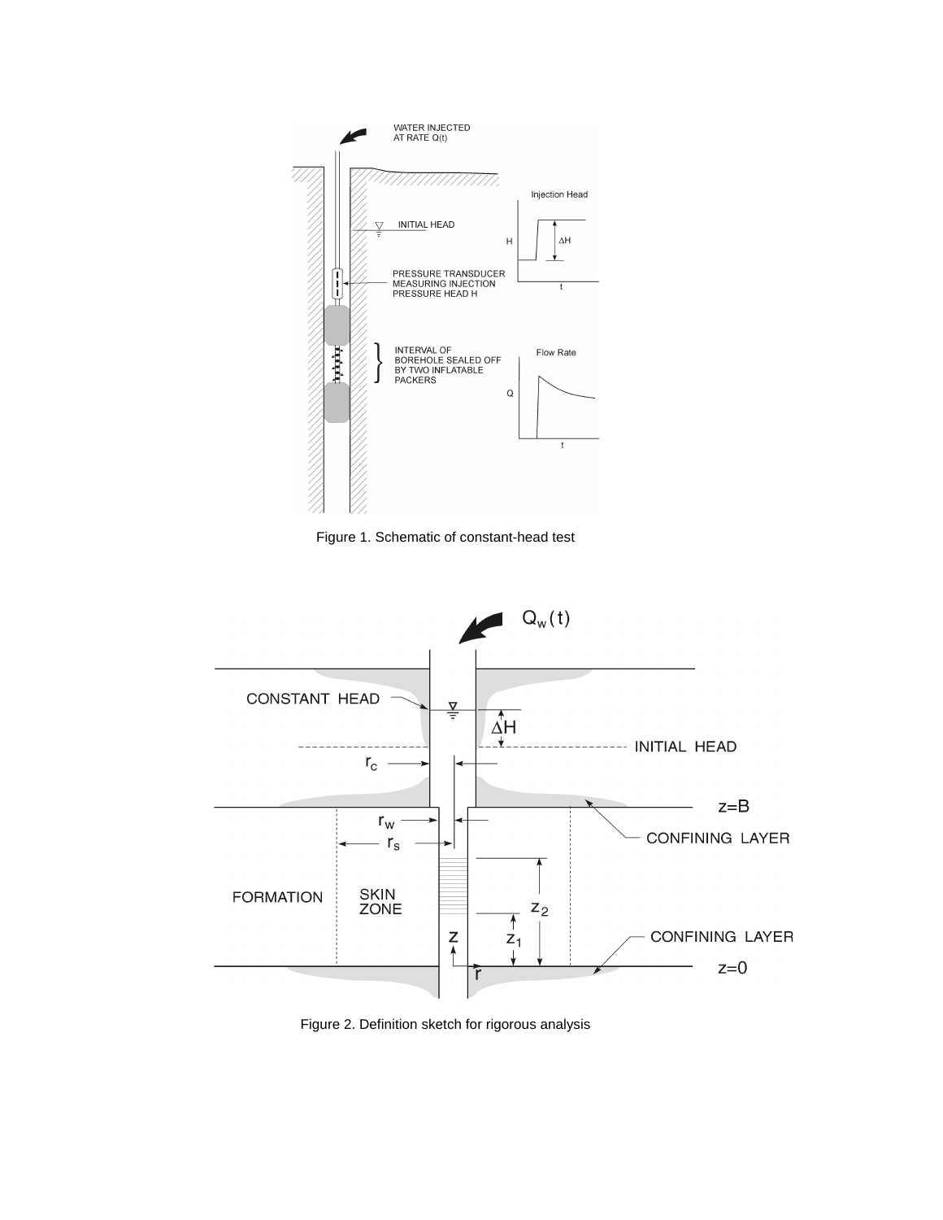Figure 1. Schematic of constant-head test

Figure 2. Definition sketch for rigorous analysis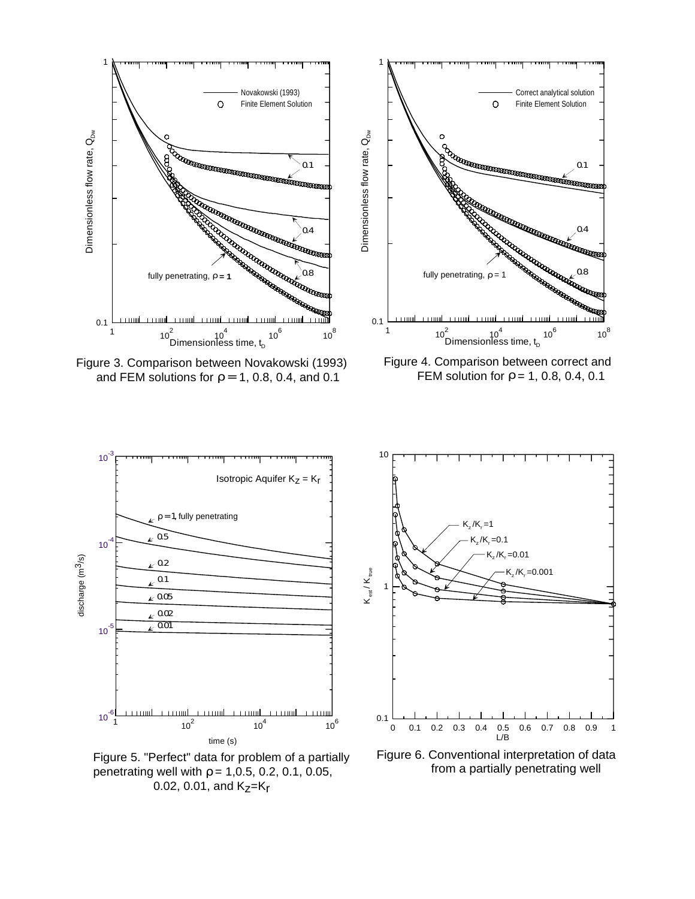1

Novakowski (1993)

Finite Element Solution

Dimensionless flow rate, $Q_{Dw}$

0.1

0.4

0.8

fully penetrating, $\rho = 1$

0.1

1

$10^2$

$10^4$

$10^6$

$10^8$

Dimensionless time, $t_D$

Figure 3. Comparison between Novakowski (1993) and FEM solutions for $\rho = 1$, 0.8, 0.4, and 0.1

1

Correct analytical solution

Finite Element Solution

Dimensionless flow rate, $Q_{Dw}$

0.1

0.4

0.8

fully penetrating, $\rho = 1$

0.1

1

$10^2$

$10^4$

$10^6$

$10^8$

Dimensionless time, $t_D$

Figure 4. Comparison between correct and FEM solution for $\rho = 1$, 0.8, 0.4, 0.1

$10^{-3}$

Isotropic Aquifer $K_Z = K_r$

$\rho = 1$, fully penetrating

0.5

$10^{-4}$

0.2

0.1

0.05

0.02

0.01

$10^{-5}$

$10^{-6}$

1

$10^2$

$10^4$

$10^6$

discharge ($m^3/s$)

time (s)

Figure 5. "Perfect" data for problem of a partially penetrating well with $\rho = 1$, 0.5, 0.2, 0.1, 0.05, 0.02, 0.01, and $K_Z = K_r$

10

$K_z/K_r = 1$

$K_z/K_r = 0.1$

$K_z/K_r = 0.01$

$K_z/K_r = 0.001$

1

$K_{est}/K_{true}$

0.1

0 0.1 0.2 0.3 0.4 0.5 0.6 0.7 0.8 0.9 1

L/B

Figure 6. Conventional interpretation of data from a partially penetrating well